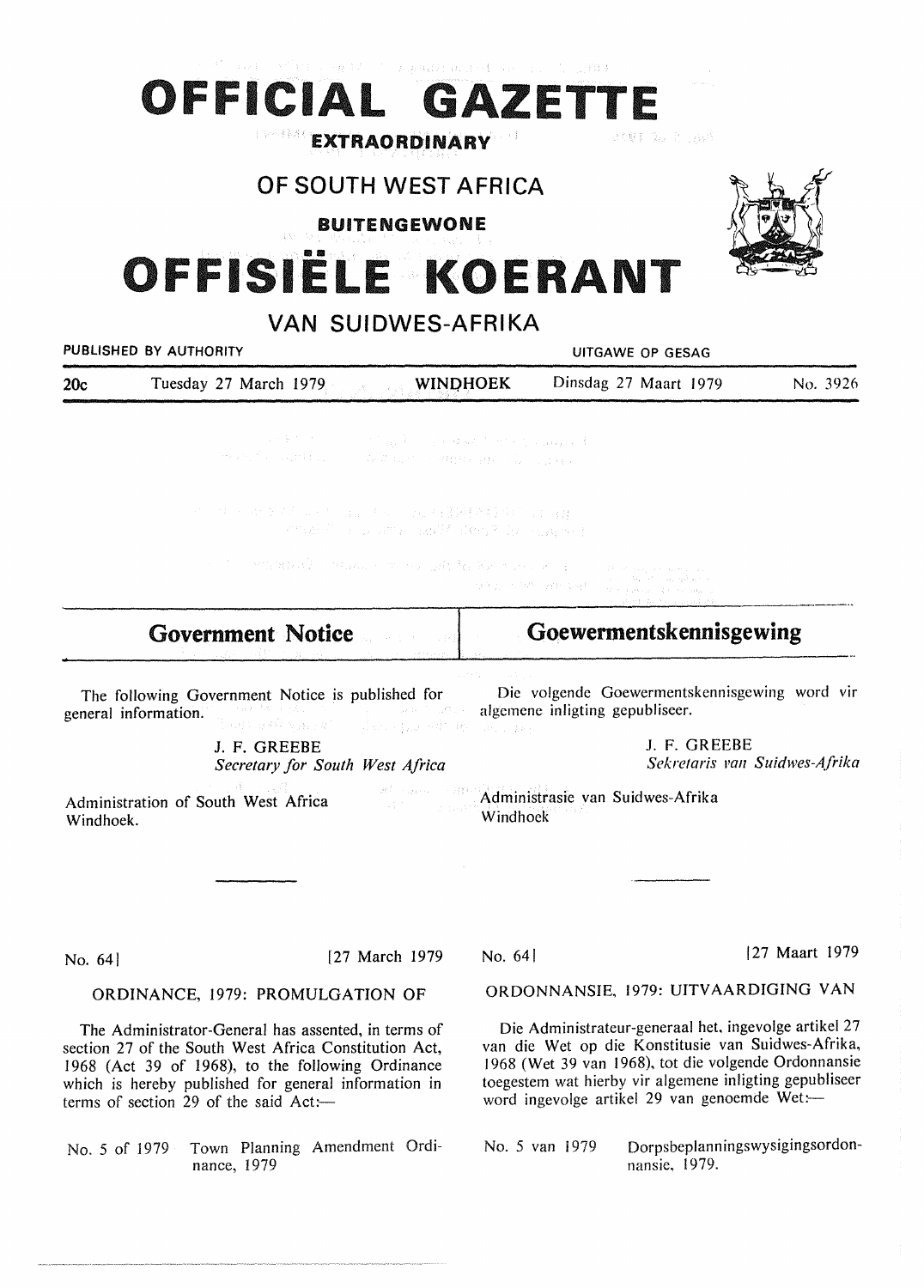# OFFICIAL GAZETTE

**EXTRAORDINARY**

## OF SOUTH WEST AFRICA

**BUITENGEWONE**

# OFFISIËLE KOERANT

## VAN SUIDWES-AFRIKA

PUBLISHED BY AUTHORITY — UITGAWE OP GESAG

20c — Tuesday 27 March 1979 — WINDHOEK — Dinsdag 27 Maart 1979 — No. 3926

## Government Notice

The following Government Notice is published for general information.

J. F. GREEBE
*Secretary for South West Africa*

Administration of South West Africa
Windhoek.

No. 64] [27 March 1979

ORDINANCE, 1979: PROMULGATION OF

The Administrator-General has assented, in terms of section 27 of the South West Africa Constitution Act, 1968 (Act 39 of 1968), to the following Ordinance which is hereby published for general information in terms of section 29 of the said Act:—

No. 5 of 1979 Town Planning Amendment Ordinance, 1979

## Goewermentskennisgewing

Die volgende Goewermentskennisgewing word vir algemene inligting gepubliseer.

J. F. GREEBE
*Sekretaris van Suidwes-Afrika*

Administrasie van Suidwes-Afrika
Windhoek

No. 64] [27 Maart 1979

ORDONNANSIE, 1979: UITVAARDIGING VAN

Die Administrateur-generaal het, ingevolge artikel 27 van die Wet op die Konstitusie van Suidwes-Afrika, 1968 (Wet 39 van 1968), tot die volgende Ordonnansie toegestem wat hierby vir algemene inligting gepubliseer word ingevolge artikel 29 van genoemde Wet:—

No. 5 van 1979 Dorpsbeplanningswysigingsordonnansie, 1979.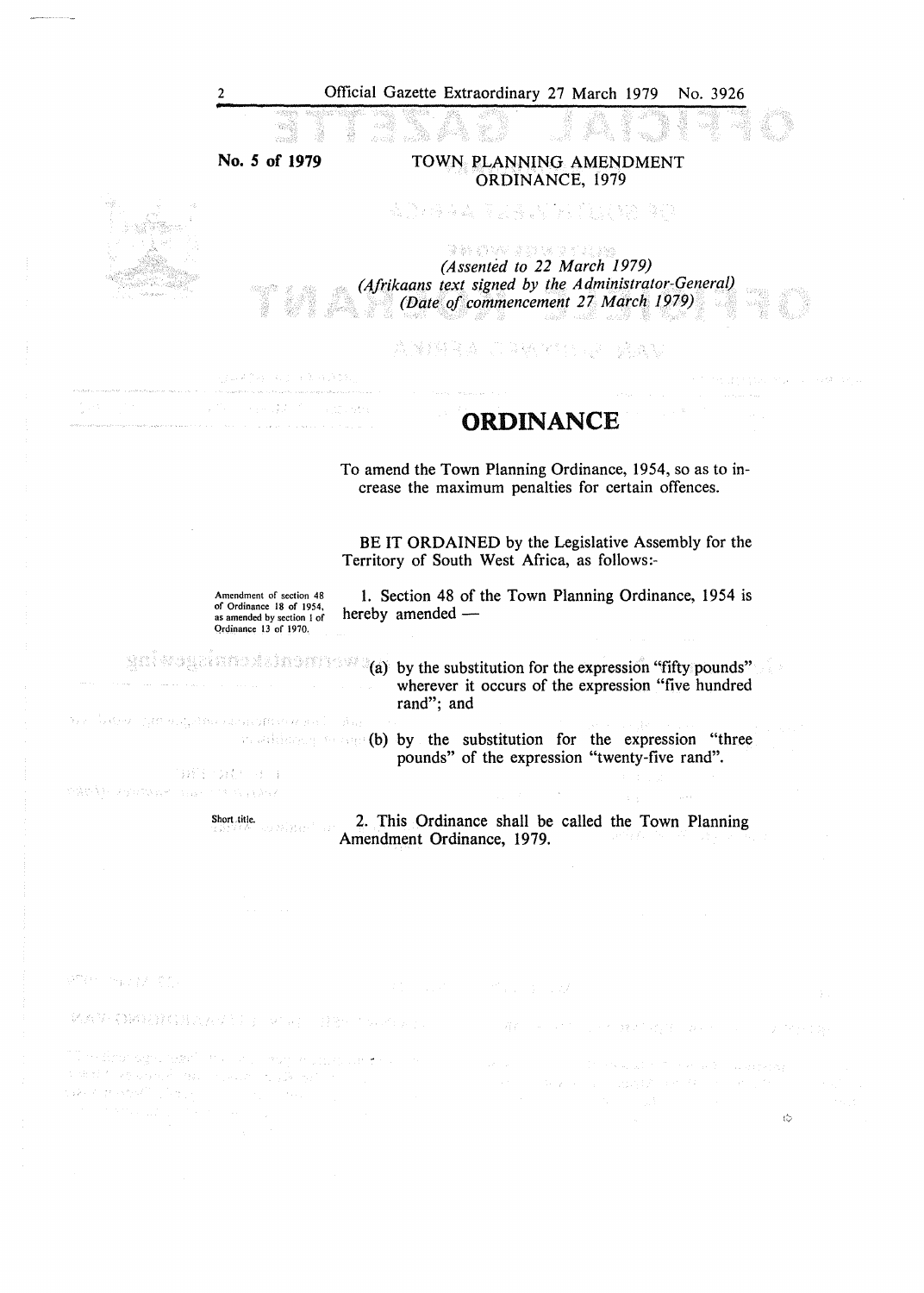**No. 5 of 1979**

TOWN PLANNING AMENDMENT ORDINANCE, 1979

*(Assented to 22 March 1979)*
*(Afrikaans text signed by the Administrator-General)*
*(Date of commencement 27 March 1979)*

# ORDINANCE

To amend the Town Planning Ordinance, 1954, so as to increase the maximum penalties for certain offences.

BE IT ORDAINED by the Legislative Assembly for the Territory of South West Africa, as follows:-

Amendment of section 48 of Ordinance 18 of 1954, as amended by section 1 of Ordinance 13 of 1970.

1. Section 48 of the Town Planning Ordinance, 1954 is hereby amended —

(a) by the substitution for the expression "fifty pounds" wherever it occurs of the expression "five hundred rand"; and

(b) by the substitution for the expression "three pounds" of the expression "twenty-five rand".

Short title.

2. This Ordinance shall be called the Town Planning Amendment Ordinance, 1979.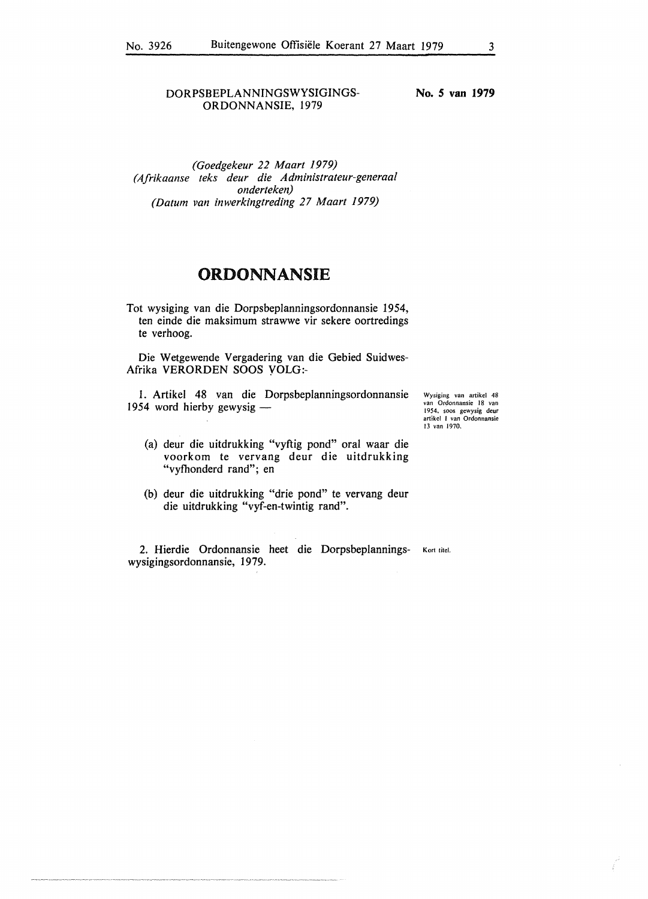DORPSBEPLANNINGSWYSIGINGS-ORDONNANSIE, 1979

**No. 5 van 1979**

*(Goedgekeur 22 Maart 1979)*
*(Afrikaanse teks deur die Administrateur-generaal onderteken)*
*(Datum van inwerkingtreding 27 Maart 1979)*

# ORDONNANSIE

Tot wysiging van die Dorpsbeplanningsordonnansie 1954, ten einde die maksimum strawwe vir sekere oortredings te verhoog.

Die Wetgewende Vergadering van die Gebied Suidwes-Afrika VERORDEN SOOS VOLG:-

Wysiging van artikel 48 van Ordonnansie 18 van 1954, soos gewysig deur artikel 1 van Ordonnansie 13 van 1970.

1. Artikel 48 van die Dorpsbeplanningsordonnansie 1954 word hierby gewysig —

   (a) deur die uitdrukking "vyftig pond" oral waar die voorkom te vervang deur die uitdrukking "vyfhonderd rand"; en

   (b) deur die uitdrukking "drie pond" te vervang deur die uitdrukking "vyf-en-twintig rand".

Kort titel.

2. Hierdie Ordonnansie heet die Dorpsbeplannings-wysigingsordonnansie, 1979.